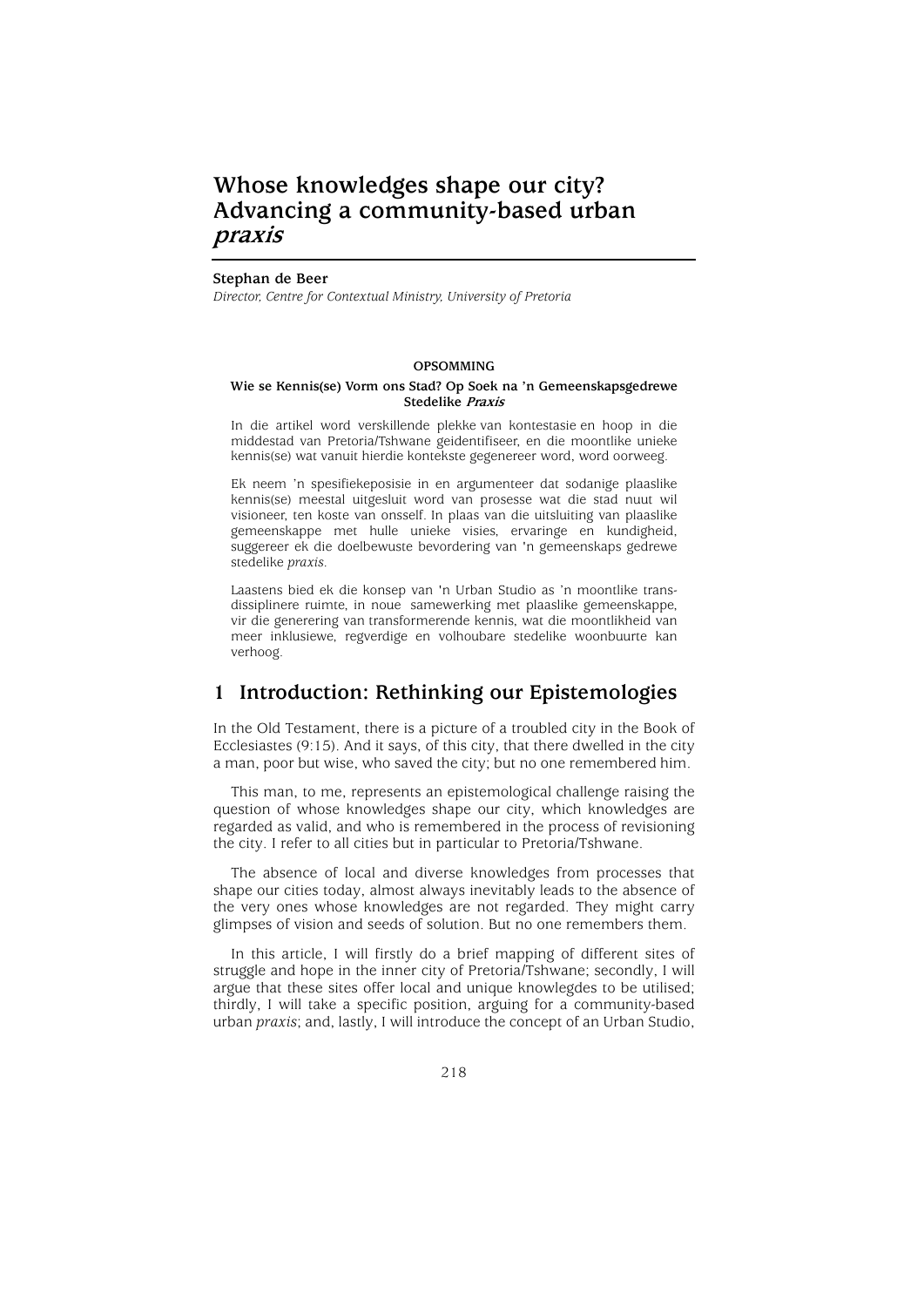# Whose knowledges shape our city? Advancing a community-based urban *praxis*

**Stephan de Beer**

*Director, Centre for Contextual Ministry, University of Pretoria*

**OPSOMMING**

**Wie se Kennis(se) Vorm ons Stad? Op Soek na 'n Gemeenskapsgedrewe Stedelike *Praxis***

In die artikel word verskillende plekke van kontestasie en hoop in die middestad van Pretoria/Tshwane geidentifiseer, en die moontlike unieke kennis(se) wat vanuit hierdie kontekste gegenereer word, word oorweeg.

Ek neem 'n spesifiekeposisie in en argumenteer dat sodanige plaaslike kennis(se) meestal uitgesluit word van prosesse wat die stad nuut wil visioneer, ten koste van onsself. In plaas van die uitsluiting van plaaslike gemeenskappe met hulle unieke visies, ervaringe en kundigheid, suggereer ek die doelbewuste bevordering van 'n gemeenskaps gedrewe stedelike *praxis*.

Laastens bied ek die konsep van 'n Urban Studio as 'n moontlike trans-dissiplinere ruimte, in noue samewerking met plaaslike gemeenskappe, vir die generering van transformerende kennis, wat die moontlikheid van meer inklusiewe, regverdige en volhoubare stedelike woonbuurte kan verhoog.

## 1 Introduction: Rethinking our Epistemologies

In the Old Testament, there is a picture of a troubled city in the Book of Ecclesiastes (9:15). And it says, of this city, that there dwelled in the city a man, poor but wise, who saved the city; but no one remembered him.

This man, to me, represents an epistemological challenge raising the question of whose knowledges shape our city, which knowledges are regarded as valid, and who is remembered in the process of revisioning the city. I refer to all cities but in particular to Pretoria/Tshwane.

The absence of local and diverse knowledges from processes that shape our cities today, almost always inevitably leads to the absence of the very ones whose knowledges are not regarded. They might carry glimpses of vision and seeds of solution. But no one remembers them.

In this article, I will firstly do a brief mapping of different sites of struggle and hope in the inner city of Pretoria/Tshwane; secondly, I will argue that these sites offer local and unique knowlegdes to be utilised; thirdly, I will take a specific position, arguing for a community-based urban *praxis*; and, lastly, I will introduce the concept of an Urban Studio,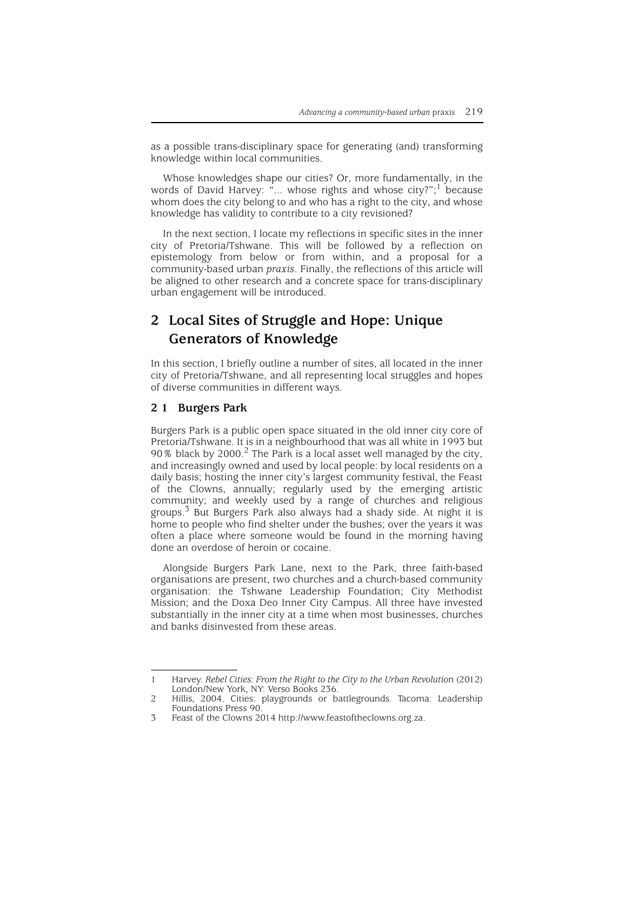as a possible trans-disciplinary space for generating (and) transforming knowledge within local communities.

Whose knowledges shape our cities? Or, more fundamentally, in the words of David Harvey: "... whose rights and whose city?";[1] because whom does the city belong to and who has a right to the city, and whose knowledge has validity to contribute to a city revisioned?

In the next section, I locate my reflections in specific sites in the inner city of Pretoria/Tshwane. This will be followed by a reflection on epistemology from below or from within, and a proposal for a community-based urban *praxis*. Finally, the reflections of this article will be aligned to other research and a concrete space for trans-disciplinary urban engagement will be introduced.

## 2 Local Sites of Struggle and Hope: Unique Generators of Knowledge

In this section, I briefly outline a number of sites, all located in the inner city of Pretoria/Tshwane, and all representing local struggles and hopes of diverse communities in different ways.

### 2 1 Burgers Park

Burgers Park is a public open space situated in the old inner city core of Pretoria/Tshwane. It is in a neighbourhood that was all white in 1993 but 90% black by 2000.[2] The Park is a local asset well managed by the city, and increasingly owned and used by local people: by local residents on a daily basis; hosting the inner city's largest community festival, the Feast of the Clowns, annually; regularly used by the emerging artistic community; and weekly used by a range of churches and religious groups.[3] But Burgers Park also always had a shady side. At night it is home to people who find shelter under the bushes; over the years it was often a place where someone would be found in the morning having done an overdose of heroin or cocaine.

Alongside Burgers Park Lane, next to the Park, three faith-based organisations are present, two churches and a church-based community organisation: the Tshwane Leadership Foundation; City Methodist Mission; and the Doxa Deo Inner City Campus. All three have invested substantially in the inner city at a time when most businesses, churches and banks disinvested from these areas.

---

1 Harvey. *Rebel Cities: From the Right to the City to the Urban Revolution* (2012) London/New York, NY: Verso Books 236.

2 Hillis, 2004. Cities: playgrounds or battlegrounds. Tacoma: Leadership Foundations Press 90.

3 Feast of the Clowns 2014 http://www.feastoftheclowns.org.za.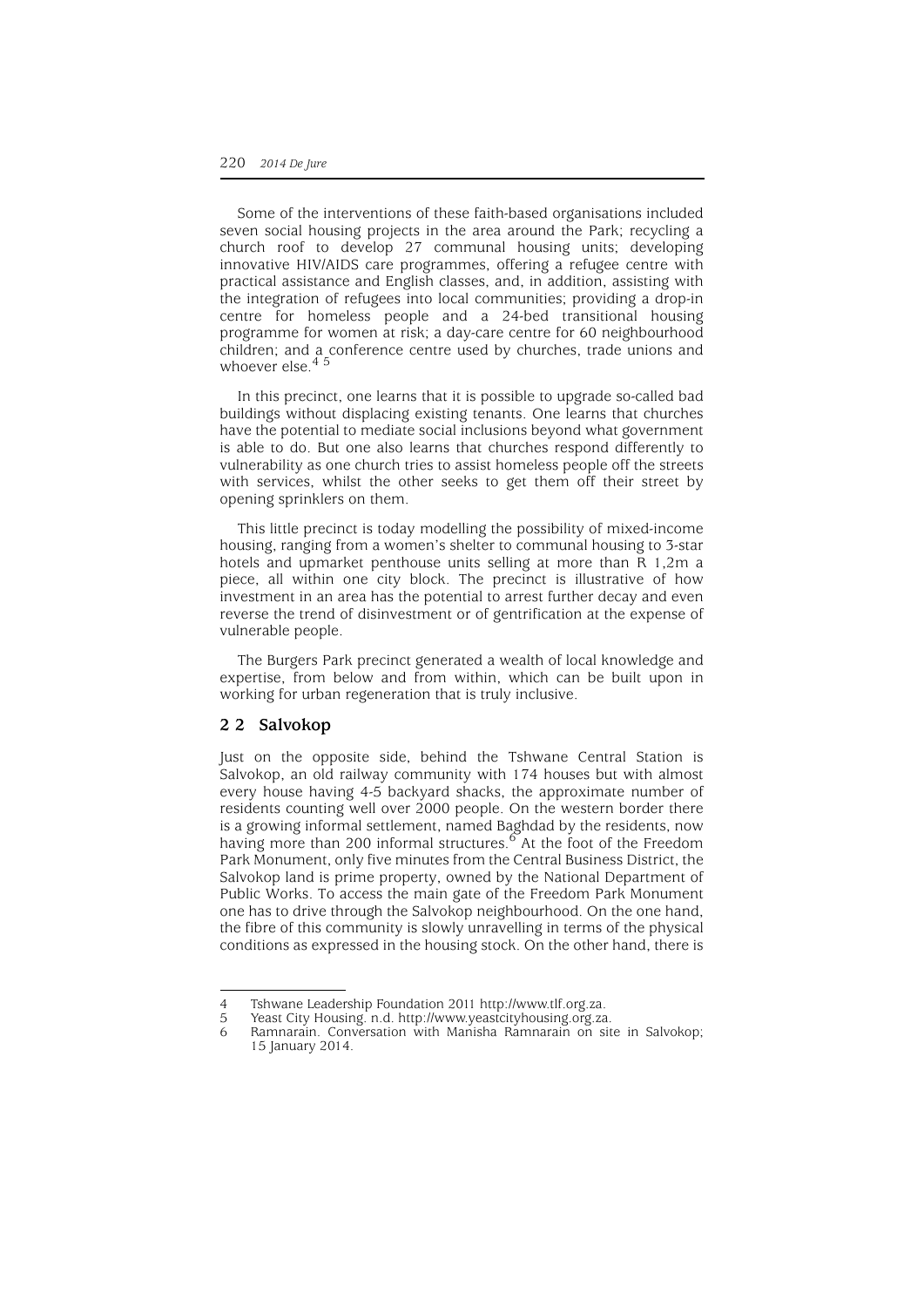Some of the interventions of these faith-based organisations included seven social housing projects in the area around the Park; recycling a church roof to develop 27 communal housing units; developing innovative HIV/AIDS care programmes, offering a refugee centre with practical assistance and English classes, and, in addition, assisting with the integration of refugees into local communities; providing a drop-in centre for homeless people and a 24-bed transitional housing programme for women at risk; a day-care centre for 60 neighbourhood children; and a conference centre used by churches, trade unions and whoever else.[4 5]

In this precinct, one learns that it is possible to upgrade so-called bad buildings without displacing existing tenants. One learns that churches have the potential to mediate social inclusions beyond what government is able to do. But one also learns that churches respond differently to vulnerability as one church tries to assist homeless people off the streets with services, whilst the other seeks to get them off their street by opening sprinklers on them.

This little precinct is today modelling the possibility of mixed-income housing, ranging from a women's shelter to communal housing to 3-star hotels and upmarket penthouse units selling at more than R 1,2m a piece, all within one city block. The precinct is illustrative of how investment in an area has the potential to arrest further decay and even reverse the trend of disinvestment or of gentrification at the expense of vulnerable people.

The Burgers Park precinct generated a wealth of local knowledge and expertise, from below and from within, which can be built upon in working for urban regeneration that is truly inclusive.

## 2 2 Salvokop

Just on the opposite side, behind the Tshwane Central Station is Salvokop, an old railway community with 174 houses but with almost every house having 4-5 backyard shacks, the approximate number of residents counting well over 2000 people. On the western border there is a growing informal settlement, named Baghdad by the residents, now having more than 200 informal structures.[6] At the foot of the Freedom Park Monument, only five minutes from the Central Business District, the Salvokop land is prime property, owned by the National Department of Public Works. To access the main gate of the Freedom Park Monument one has to drive through the Salvokop neighbourhood. On the one hand, the fibre of this community is slowly unravelling in terms of the physical conditions as expressed in the housing stock. On the other hand, there is

4 Tshwane Leadership Foundation 2011 http://www.tlf.org.za.

5 Yeast City Housing. n.d. http://www.yeastcityhousing.org.za.

6 Ramnarain. Conversation with Manisha Ramnarain on site in Salvokop; 15 January 2014.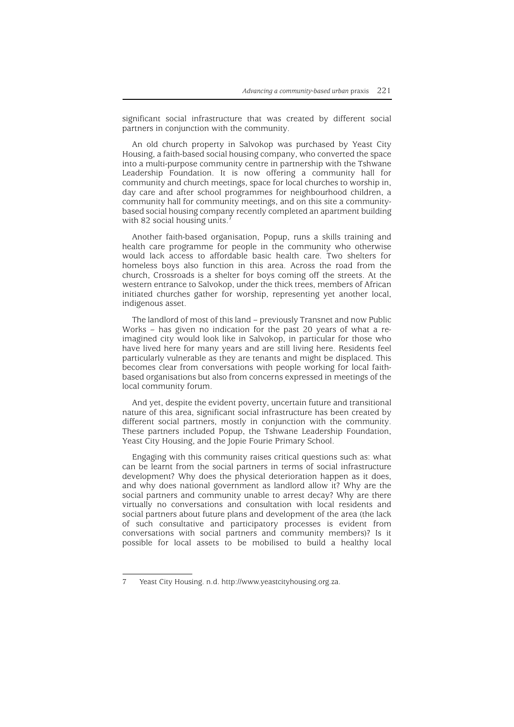significant social infrastructure that was created by different social partners in conjunction with the community.

An old church property in Salvokop was purchased by Yeast City Housing, a faith-based social housing company, who converted the space into a multi-purpose community centre in partnership with the Tshwane Leadership Foundation. It is now offering a community hall for community and church meetings, space for local churches to worship in, day care and after school programmes for neighbourhood children, a community hall for community meetings, and on this site a community-based social housing company recently completed an apartment building with 82 social housing units.[7]

Another faith-based organisation, Popup, runs a skills training and health care programme for people in the community who otherwise would lack access to affordable basic health care. Two shelters for homeless boys also function in this area. Across the road from the church, Crossroads is a shelter for boys coming off the streets. At the western entrance to Salvokop, under the thick trees, members of African initiated churches gather for worship, representing yet another local, indigenous asset.

The landlord of most of this land – previously Transnet and now Public Works – has given no indication for the past 20 years of what a re-imagined city would look like in Salvokop, in particular for those who have lived here for many years and are still living here. Residents feel particularly vulnerable as they are tenants and might be displaced. This becomes clear from conversations with people working for local faith-based organisations but also from concerns expressed in meetings of the local community forum.

And yet, despite the evident poverty, uncertain future and transitional nature of this area, significant social infrastructure has been created by different social partners, mostly in conjunction with the community. These partners included Popup, the Tshwane Leadership Foundation, Yeast City Housing, and the Jopie Fourie Primary School.

Engaging with this community raises critical questions such as: what can be learnt from the social partners in terms of social infrastructure development? Why does the physical deterioration happen as it does, and why does national government as landlord allow it? Why are the social partners and community unable to arrest decay? Why are there virtually no conversations and consultation with local residents and social partners about future plans and development of the area (the lack of such consultative and participatory processes is evident from conversations with social partners and community members)? Is it possible for local assets to be mobilised to build a healthy local

---

7 Yeast City Housing. n.d. http://www.yeastcityhousing.org.za.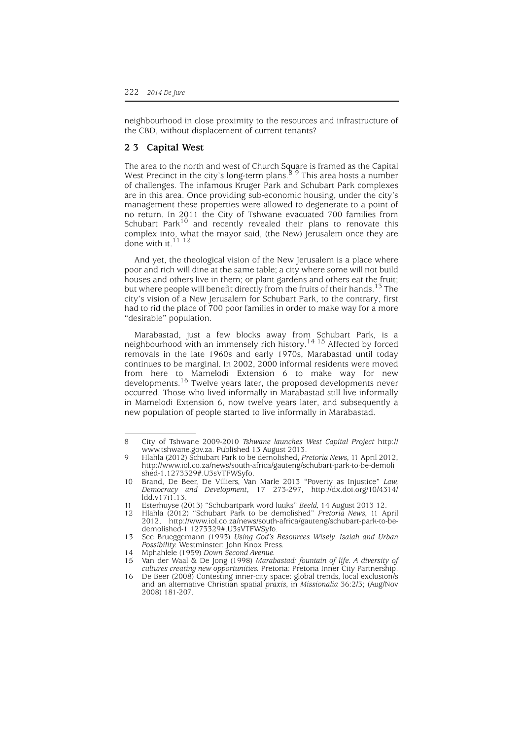neighbourhood in close proximity to the resources and infrastructure of the CBD, without displacement of current tenants?

## 2 3 Capital West

The area to the north and west of Church Square is framed as the Capital West Precinct in the city's long-term plans.[8 9] This area hosts a number of challenges. The infamous Kruger Park and Schubart Park complexes are in this area. Once providing sub-economic housing, under the city's management these properties were allowed to degenerate to a point of no return. In 2011 the City of Tshwane evacuated 700 families from Schubart Park[10] and recently revealed their plans to renovate this complex into, what the mayor said, (the New) Jerusalem once they are done with it.[11 12]

And yet, the theological vision of the New Jerusalem is a place where poor and rich will dine at the same table; a city where some will not build houses and others live in them; or plant gardens and others eat the fruit; but where people will benefit directly from the fruits of their hands.[13] The city's vision of a New Jerusalem for Schubart Park, to the contrary, first had to rid the place of 700 poor families in order to make way for a more "desirable" population.

Marabastad, just a few blocks away from Schubart Park, is a neighbourhood with an immensely rich history.[14 15] Affected by forced removals in the late 1960s and early 1970s, Marabastad until today continues to be marginal. In 2002, 2000 informal residents were moved from here to Mamelodi Extension 6 to make way for new developments.[16] Twelve years later, the proposed developments never occurred. Those who lived informally in Marabastad still live informally in Mamelodi Extension 6, now twelve years later, and subsequently a new population of people started to live informally in Marabastad.

---

8 City of Tshwane 2009-2010 *Tshwane launches West Capital Project* http://www.tshwane.gov.za. Published 13 August 2013.

9 Hlahla (2012) Schubart Park to be demolished, *Pretoria News*, 11 April 2012, http://www.iol.co.za/news/south-africa/gauteng/schubart-park-to-be-demolished-1.1273329#.U3sVTFWSyfo.

10 Brand, De Beer, De Villiers, Van Marle 2013 "Poverty as Injustice" *Law, Democracy and Development*, 17 273-297, http://dx.doi.org/10/4314/ldd.v17i1.13.

11 Esterhuyse (2013) "Schubartpark word luuks" *Beeld,* 14 August 2013 12.

12 Hlahla (2012) "Schubart Park to be demolished" *Pretoria News*, 11 April 2012, http://www.iol.co.za/news/south-africa/gauteng/schubart-park-to-be-demolished-1.1273329#.U3sVTFWSyfo.

13 See Brueggemann (1993) *Using God's Resources Wisely. Isaiah and Urban Possibility.* Westminster: John Knox Press.

14 Mphahlele (1959) *Down Second Avenue.*

15 Van der Waal & De Jong (1998) *Marabastad: fountain of life. A diversity of cultures creating new opportunities.* Pretoria: Pretoria Inner City Partnership.

16 De Beer (2008) Contesting inner-city space: global trends, local exclusion/s and an alternative Christian spatial *praxis*, in *Missionalia* 36:2/3; (Aug/Nov 2008) 181-207.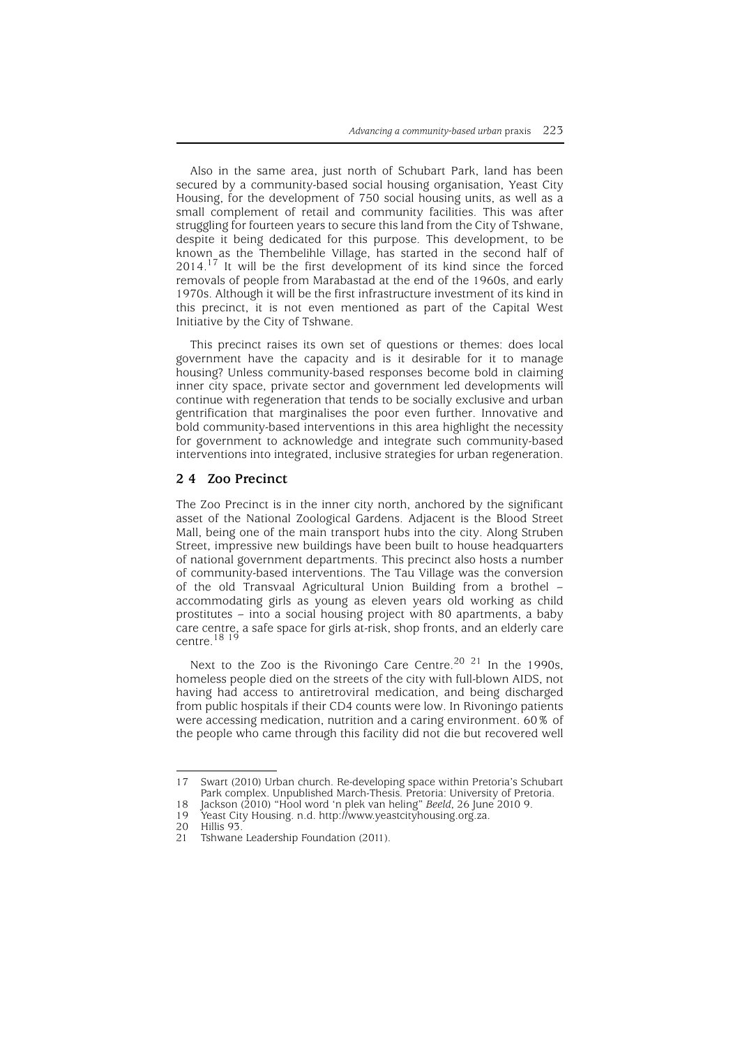Also in the same area, just north of Schubart Park, land has been secured by a community-based social housing organisation, Yeast City Housing, for the development of 750 social housing units, as well as a small complement of retail and community facilities. This was after struggling for fourteen years to secure this land from the City of Tshwane, despite it being dedicated for this purpose. This development, to be known as the Thembelihle Village, has started in the second half of 2014.[17] It will be the first development of its kind since the forced removals of people from Marabastad at the end of the 1960s, and early 1970s. Although it will be the first infrastructure investment of its kind in this precinct, it is not even mentioned as part of the Capital West Initiative by the City of Tshwane.

This precinct raises its own set of questions or themes: does local government have the capacity and is it desirable for it to manage housing? Unless community-based responses become bold in claiming inner city space, private sector and government led developments will continue with regeneration that tends to be socially exclusive and urban gentrification that marginalises the poor even further. Innovative and bold community-based interventions in this area highlight the necessity for government to acknowledge and integrate such community-based interventions into integrated, inclusive strategies for urban regeneration.

## 2 4 Zoo Precinct

The Zoo Precinct is in the inner city north, anchored by the significant asset of the National Zoological Gardens. Adjacent is the Blood Street Mall, being one of the main transport hubs into the city. Along Struben Street, impressive new buildings have been built to house headquarters of national government departments. This precinct also hosts a number of community-based interventions. The Tau Village was the conversion of the old Transvaal Agricultural Union Building from a brothel – accommodating girls as young as eleven years old working as child prostitutes – into a social housing project with 80 apartments, a baby care centre, a safe space for girls at-risk, shop fronts, and an elderly care centre.[18 19]

Next to the Zoo is the Rivoningo Care Centre.[20 21] In the 1990s, homeless people died on the streets of the city with full-blown AIDS, not having had access to antiretroviral medication, and being discharged from public hospitals if their CD4 counts were low. In Rivoningo patients were accessing medication, nutrition and a caring environment. 60% of the people who came through this facility did not die but recovered well

---

17 Swart (2010) Urban church. Re-developing space within Pretoria's Schubart Park complex. Unpublished March-Thesis. Pretoria: University of Pretoria.

18 Jackson (2010) "Hool word 'n plek van heling" *Beeld*, 26 June 2010 9.

19 Yeast City Housing. n.d. http://www.yeastcityhousing.org.za.

20 Hillis 93.

21 Tshwane Leadership Foundation (2011).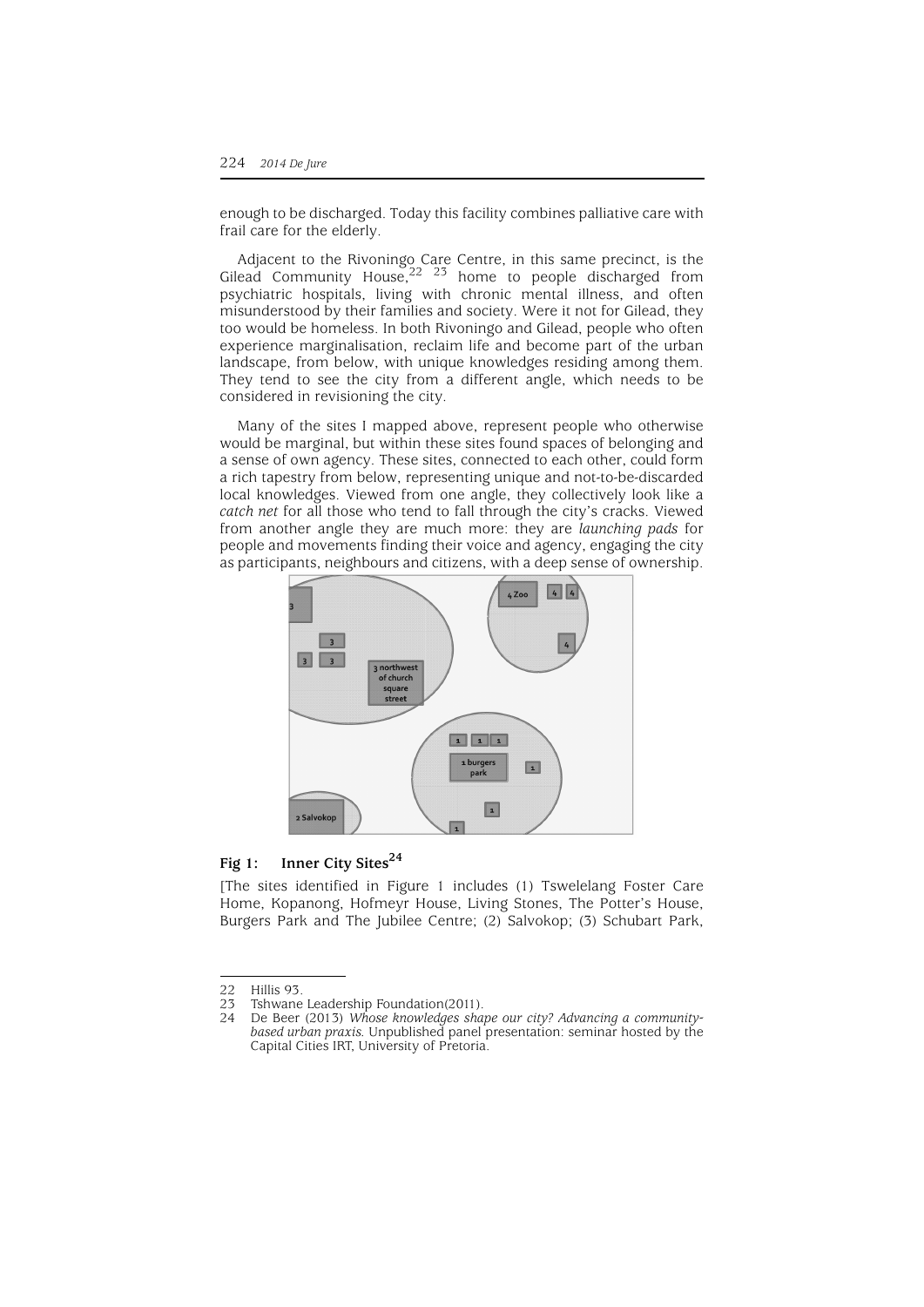enough to be discharged. Today this facility combines palliative care with frail care for the elderly.

Adjacent to the Rivoningo Care Centre, in this same precinct, is the Gilead Community House,[22] [23] home to people discharged from psychiatric hospitals, living with chronic mental illness, and often misunderstood by their families and society. Were it not for Gilead, they too would be homeless. In both Rivoningo and Gilead, people who often experience marginalisation, reclaim life and become part of the urban landscape, from below, with unique knowledges residing among them. They tend to see the city from a different angle, which needs to be considered in revisioning the city.

Many of the sites I mapped above, represent people who otherwise would be marginal, but within these sites found spaces of belonging and a sense of own agency. These sites, connected to each other, could form a rich tapestry from below, representing unique and not-to-be-discarded local knowledges. Viewed from one angle, they collectively look like a *catch net* for all those who tend to fall through the city's cracks. Viewed from another angle they are much more: they are *launching pads* for people and movements finding their voice and agency, engaging the city as participants, neighbours and citizens, with a deep sense of ownership.

3
3
3
3
3 northwest of church square street
4 Zoo
4
4
4
1
1
1
1 burgers park
1
1
1
2 Salvokop

**Fig 1: Inner City Sites[24]**

[The sites identified in Figure 1 includes (1) Tswelelang Foster Care Home, Kopanong, Hofmeyr House, Living Stones, The Potter's House, Burgers Park and The Jubilee Centre; (2) Salvokop; (3) Schubart Park,

---

22 Hillis 93.

23 Tshwane Leadership Foundation(2011).

24 De Beer (2013) *Whose knowledges shape our city? Advancing a community-based urban praxis*. Unpublished panel presentation: seminar hosted by the Capital Cities IRT, University of Pretoria.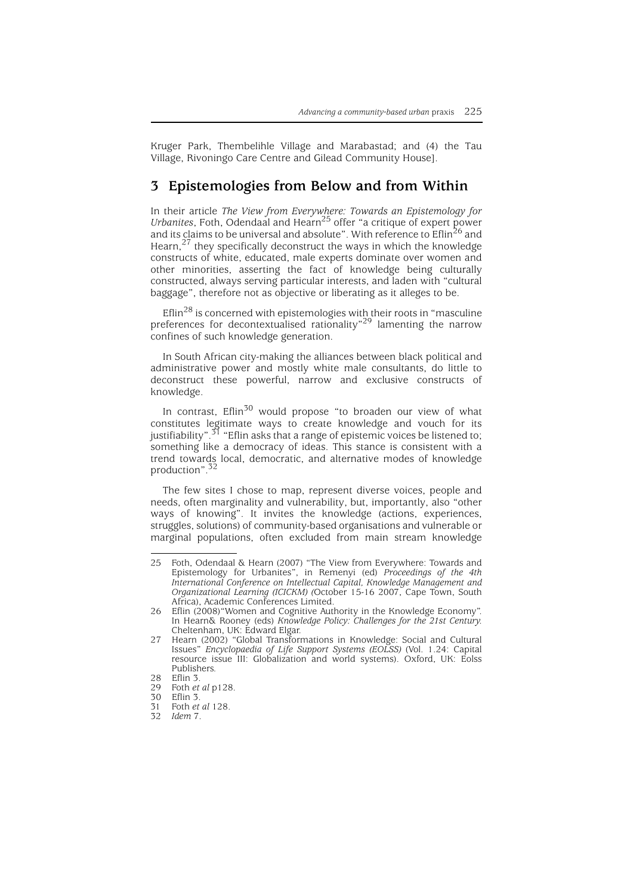Kruger Park, Thembelihle Village and Marabastad; and (4) the Tau Village, Rivoningo Care Centre and Gilead Community House].

## 3 Epistemologies from Below and from Within

In their article *The View from Everywhere: Towards an Epistemology for Urbanites*, Foth, Odendaal and Hearn[25] offer "a critique of expert power and its claims to be universal and absolute". With reference to Eflin[26] and Hearn,[27] they specifically deconstruct the ways in which the knowledge constructs of white, educated, male experts dominate over women and other minorities, asserting the fact of knowledge being culturally constructed, always serving particular interests, and laden with "cultural baggage", therefore not as objective or liberating as it alleges to be.

Eflin[28] is concerned with epistemologies with their roots in "masculine preferences for decontextualised rationality"[29] lamenting the narrow confines of such knowledge generation.

In South African city-making the alliances between black political and administrative power and mostly white male consultants, do little to deconstruct these powerful, narrow and exclusive constructs of knowledge.

In contrast, Eflin[30] would propose "to broaden our view of what constitutes legitimate ways to create knowledge and vouch for its justifiability".[31] "Eflin asks that a range of epistemic voices be listened to; something like a democracy of ideas. This stance is consistent with a trend towards local, democratic, and alternative modes of knowledge production".[32]

The few sites I chose to map, represent diverse voices, people and needs, often marginality and vulnerability, but, importantly, also "other ways of knowing". It invites the knowledge (actions, experiences, struggles, solutions) of community-based organisations and vulnerable or marginal populations, often excluded from main stream knowledge

---

25 Foth, Odendaal & Hearn (2007) "The View from Everywhere: Towards and Epistemology for Urbanites", in Remenyi (ed) *Proceedings of the 4th International Conference on Intellectual Capital, Knowledge Management and Organizational Learning (ICICKM) (*October 15-16 2007, Cape Town, South Africa), Academic Conferences Limited.

26 Eflin (2008)"Women and Cognitive Authority in the Knowledge Economy". In Hearn& Rooney (eds) *Knowledge Policy: Challenges for the 21st Century.* Cheltenham, UK: Edward Elgar.

27 Hearn (2002) "Global Transformations in Knowledge: Social and Cultural Issues" *Encyclopaedia of Life Support Systems (EOLSS)* (Vol. 1.24: Capital resource issue III: Globalization and world systems). Oxford, UK: Eolss Publishers.

28 Eflin 3.

29 Foth *et al* p128.

30 Eflin 3.

31 Foth *et al* 128.

32 *Idem* 7.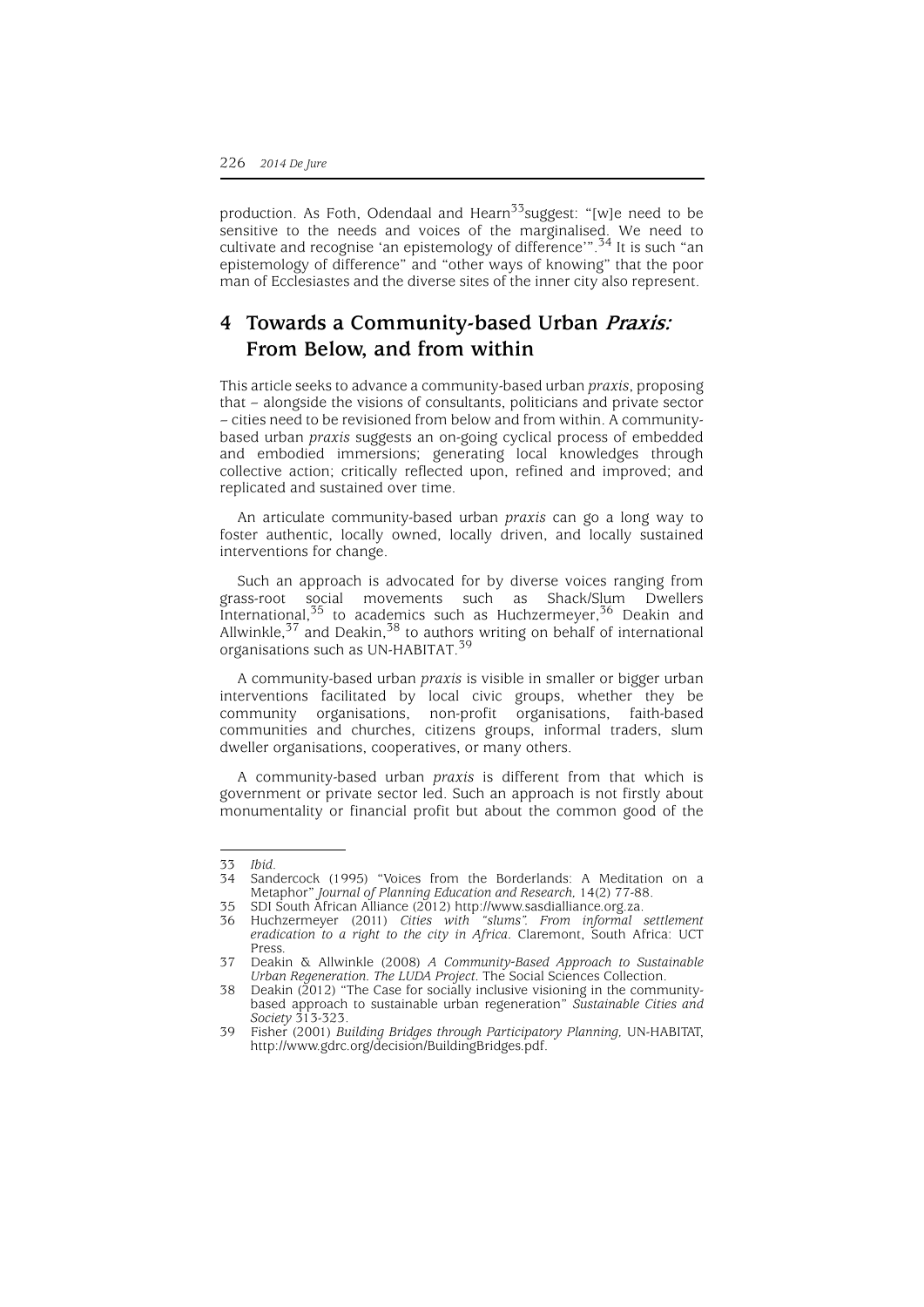production. As Foth, Odendaal and Hearn[33]suggest: "[w]e need to be sensitive to the needs and voices of the marginalised. We need to cultivate and recognise 'an epistemology of difference'".[34] It is such "an epistemology of difference" and "other ways of knowing" that the poor man of Ecclesiastes and the diverse sites of the inner city also represent.

## 4 Towards a Community-based Urban *Praxis:* From Below, and from within

This article seeks to advance a community-based urban *praxis*, proposing that – alongside the visions of consultants, politicians and private sector – cities need to be revisioned from below and from within. A community-based urban *praxis* suggests an on-going cyclical process of embedded and embodied immersions; generating local knowledges through collective action; critically reflected upon, refined and improved; and replicated and sustained over time.

An articulate community-based urban *praxis* can go a long way to foster authentic, locally owned, locally driven, and locally sustained interventions for change.

Such an approach is advocated for by diverse voices ranging from grass-root social movements such as Shack/Slum Dwellers International,[35] to academics such as Huchzermeyer,[36] Deakin and Allwinkle,[37] and Deakin,[38] to authors writing on behalf of international organisations such as UN-HABITAT.[39]

A community-based urban *praxis* is visible in smaller or bigger urban interventions facilitated by local civic groups, whether they be community organisations, non-profit organisations, faith-based communities and churches, citizens groups, informal traders, slum dweller organisations, cooperatives, or many others.

A community-based urban *praxis* is different from that which is government or private sector led. Such an approach is not firstly about monumentality or financial profit but about the common good of the

---

33 *Ibid.*

34 Sandercock (1995) "Voices from the Borderlands: A Meditation on a Metaphor" *Journal of Planning Education and Research,* 14(2) 77-88.

35 SDI South African Alliance (2012) http://www.sasdialliance.org.za.

36 Huchzermeyer (2011) *Cities with "slums". From informal settlement eradication to a right to the city in Africa*. Claremont, South Africa: UCT Press.

37 Deakin & Allwinkle (2008) *A Community-Based Approach to Sustainable Urban Regeneration. The LUDA Project*. The Social Sciences Collection.

38 Deakin (2012) "The Case for socially inclusive visioning in the community-based approach to sustainable urban regeneration" *Sustainable Cities and Society* 313-323.

39 Fisher (2001) *Building Bridges through Participatory Planning,* UN-HABITAT, http://www.gdrc.org/decision/BuildingBridges.pdf.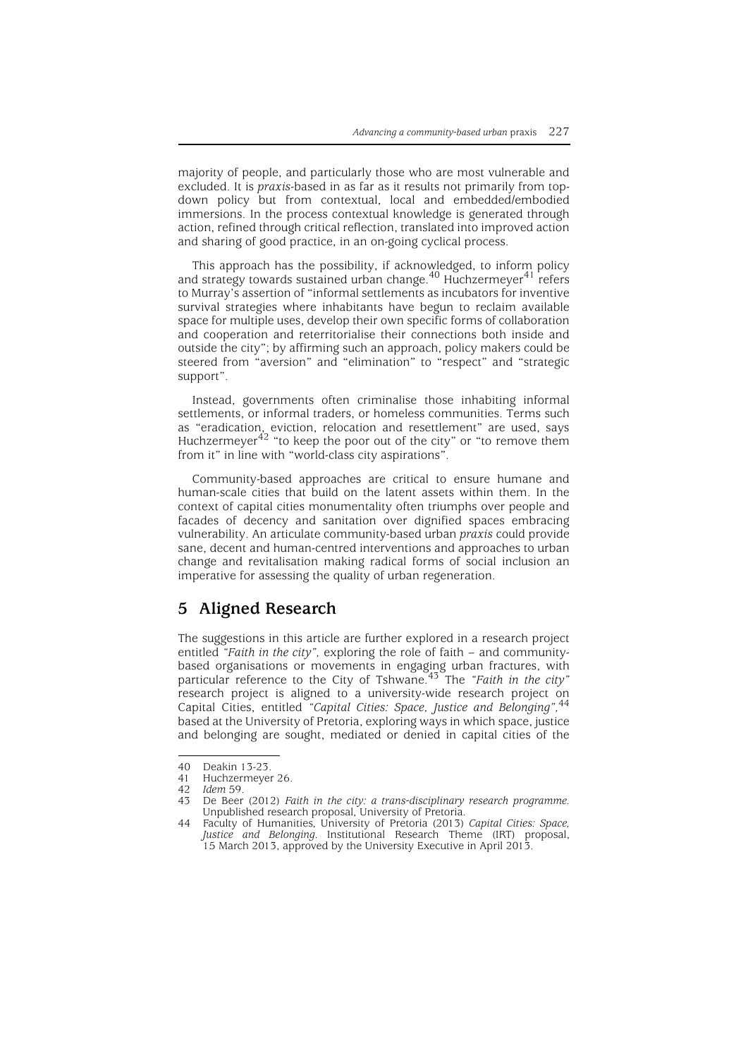majority of people, and particularly those who are most vulnerable and excluded. It is *praxis*-based in as far as it results not primarily from top-down policy but from contextual, local and embedded/embodied immersions. In the process contextual knowledge is generated through action, refined through critical reflection, translated into improved action and sharing of good practice, in an on-going cyclical process.

This approach has the possibility, if acknowledged, to inform policy and strategy towards sustained urban change.[40] Huchzermeyer[41] refers to Murray's assertion of "informal settlements as incubators for inventive survival strategies where inhabitants have begun to reclaim available space for multiple uses, develop their own specific forms of collaboration and cooperation and reterritorialise their connections both inside and outside the city"; by affirming such an approach, policy makers could be steered from "aversion" and "elimination" to "respect" and "strategic support".

Instead, governments often criminalise those inhabiting informal settlements, or informal traders, or homeless communities. Terms such as "eradication, eviction, relocation and resettlement" are used, says Huchzermeyer[42] "to keep the poor out of the city" or "to remove them from it" in line with "world-class city aspirations".

Community-based approaches are critical to ensure humane and human-scale cities that build on the latent assets within them. In the context of capital cities monumentality often triumphs over people and facades of decency and sanitation over dignified spaces embracing vulnerability. An articulate community-based urban *praxis* could provide sane, decent and human-centred interventions and approaches to urban change and revitalisation making radical forms of social inclusion an imperative for assessing the quality of urban regeneration.

## 5 Aligned Research

The suggestions in this article are further explored in a research project entitled *"Faith in the city"*, exploring the role of faith – and community-based organisations or movements in engaging urban fractures, with particular reference to the City of Tshwane.[43] The *"Faith in the city"* research project is aligned to a university-wide research project on Capital Cities, entitled *"Capital Cities: Space, Justice and Belonging"*,[44] based at the University of Pretoria, exploring ways in which space, justice and belonging are sought, mediated or denied in capital cities of the

---

40 Deakin 13-23.

41 Huchzermeyer 26.

42 *Idem* 59.

43 De Beer (2012) *Faith in the city: a trans-disciplinary research programme*. Unpublished research proposal, University of Pretoria.

44 Faculty of Humanities, University of Pretoria (2013) *Capital Cities: Space, Justice and Belonging*. Institutional Research Theme (IRT) proposal, 15 March 2013, approved by the University Executive in April 2013.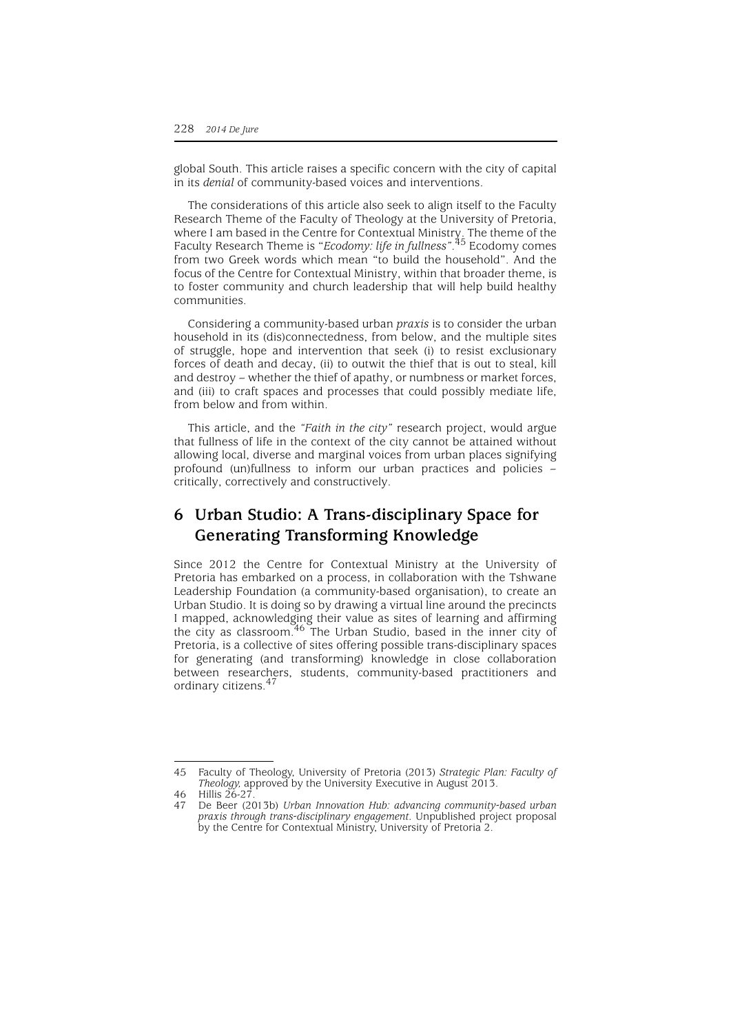global South. This article raises a specific concern with the city of capital in its *denial* of community-based voices and interventions.

The considerations of this article also seek to align itself to the Faculty Research Theme of the Faculty of Theology at the University of Pretoria, where I am based in the Centre for Contextual Ministry. The theme of the Faculty Research Theme is "*Ecodomy: life in fullness*".[45] Ecodomy comes from two Greek words which mean "to build the household". And the focus of the Centre for Contextual Ministry, within that broader theme, is to foster community and church leadership that will help build healthy communities.

Considering a community-based urban *praxis* is to consider the urban household in its (dis)connectedness, from below, and the multiple sites of struggle, hope and intervention that seek (i) to resist exclusionary forces of death and decay, (ii) to outwit the thief that is out to steal, kill and destroy – whether the thief of apathy, or numbness or market forces, and (iii) to craft spaces and processes that could possibly mediate life, from below and from within.

This article, and the *"Faith in the city"* research project, would argue that fullness of life in the context of the city cannot be attained without allowing local, diverse and marginal voices from urban places signifying profound (un)fullness to inform our urban practices and policies – critically, correctively and constructively.

## 6 Urban Studio: A Trans-disciplinary Space for Generating Transforming Knowledge

Since 2012 the Centre for Contextual Ministry at the University of Pretoria has embarked on a process, in collaboration with the Tshwane Leadership Foundation (a community-based organisation), to create an Urban Studio. It is doing so by drawing a virtual line around the precincts I mapped, acknowledging their value as sites of learning and affirming the city as classroom.[46] The Urban Studio, based in the inner city of Pretoria, is a collective of sites offering possible trans-disciplinary spaces for generating (and transforming) knowledge in close collaboration between researchers, students, community-based practitioners and ordinary citizens.[47]

---

45 Faculty of Theology, University of Pretoria (2013) *Strategic Plan: Faculty of Theology,* approved by the University Executive in August 2013.

46 Hillis 26-27.

47 De Beer (2013b) *Urban Innovation Hub: advancing community-based urban praxis through trans-disciplinary engagement*. Unpublished project proposal by the Centre for Contextual Ministry, University of Pretoria 2.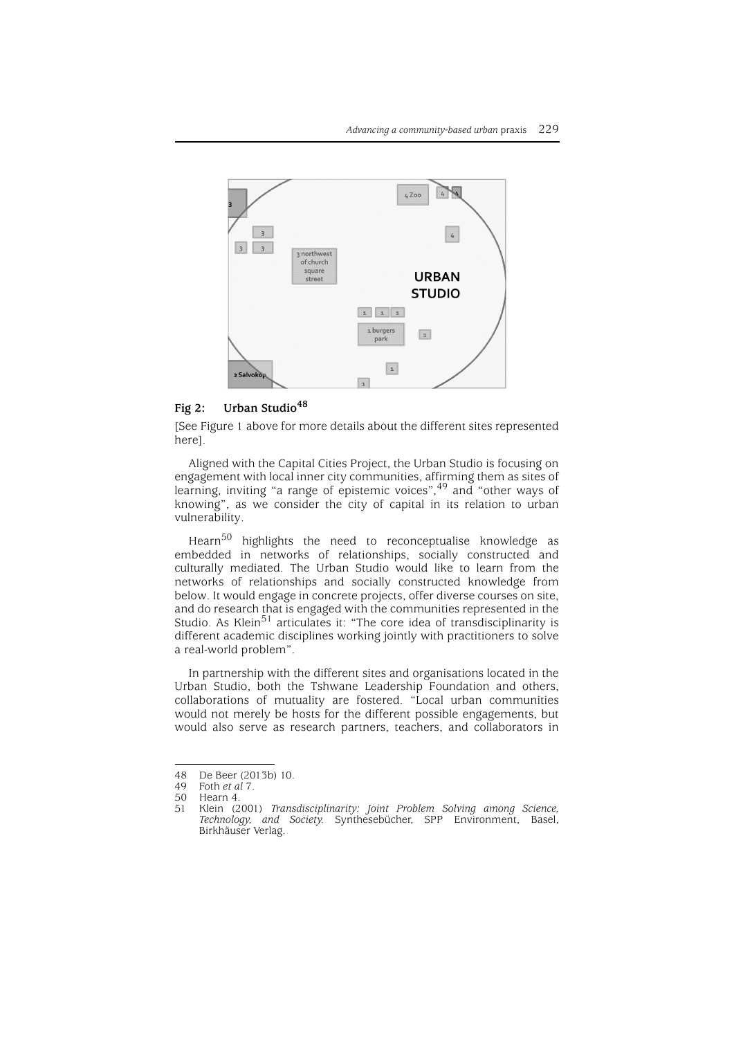4 Zoo

4

4

3

3

3

3

4

3 northwest of church square street

URBAN STUDIO

1

1

1

1 burgers park

1

2 Salvokop

1

1

**Fig 2: Urban Studio[48]**

[See Figure 1 above for more details about the different sites represented here].

Aligned with the Capital Cities Project, the Urban Studio is focusing on engagement with local inner city communities, affirming them as sites of learning, inviting "a range of epistemic voices",[49] and "other ways of knowing", as we consider the city of capital in its relation to urban vulnerability.

Hearn[50] highlights the need to reconceptualise knowledge as embedded in networks of relationships, socially constructed and culturally mediated. The Urban Studio would like to learn from the networks of relationships and socially constructed knowledge from below. It would engage in concrete projects, offer diverse courses on site, and do research that is engaged with the communities represented in the Studio. As Klein[51] articulates it: "The core idea of transdisciplinarity is different academic disciplines working jointly with practitioners to solve a real-world problem".

In partnership with the different sites and organisations located in the Urban Studio, both the Tshwane Leadership Foundation and others, collaborations of mutuality are fostered. "Local urban communities would not merely be hosts for the different possible engagements, but would also serve as research partners, teachers, and collaborators in

---

48 De Beer (2013b) 10.

49 Foth *et al* 7.

50 Hearn 4.

51 Klein (2001) *Transdisciplinarity: Joint Problem Solving among Science, Technology, and Society.* Synthesebücher, SPP Environment, Basel, Birkhäuser Verlag.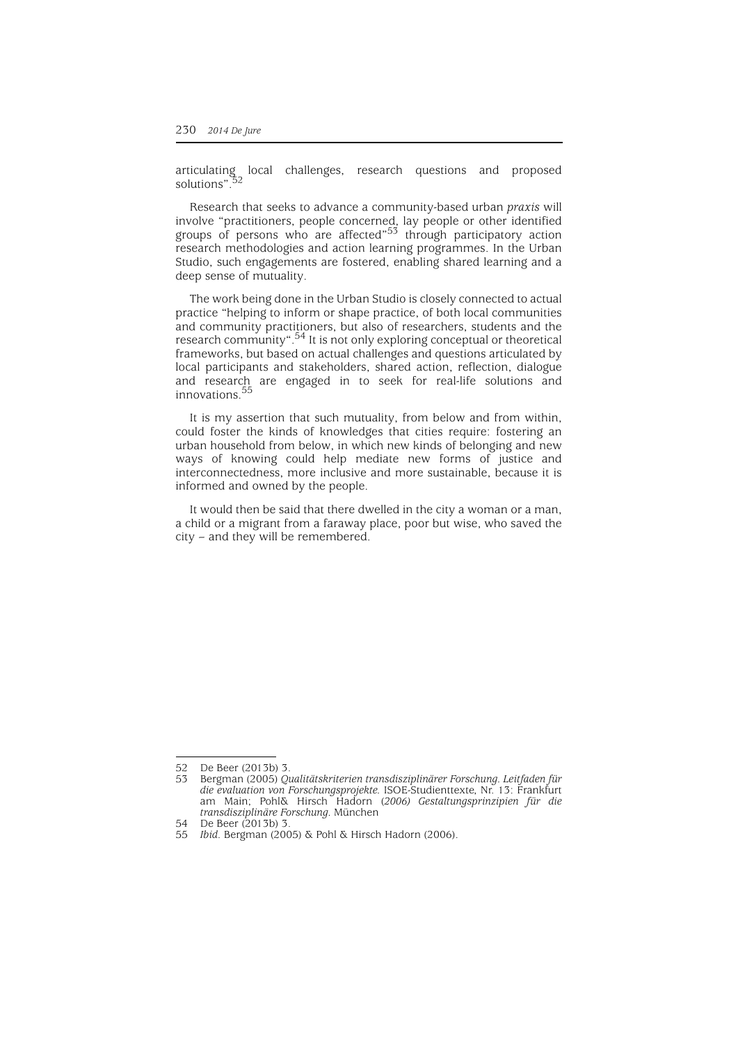articulating local challenges, research questions and proposed solutions".[52]

Research that seeks to advance a community-based urban *praxis* will involve "practitioners, people concerned, lay people or other identified groups of persons who are affected"[53] through participatory action research methodologies and action learning programmes. In the Urban Studio, such engagements are fostered, enabling shared learning and a deep sense of mutuality.

The work being done in the Urban Studio is closely connected to actual practice "helping to inform or shape practice, of both local communities and community practitioners, but also of researchers, students and the research community".[54] It is not only exploring conceptual or theoretical frameworks, but based on actual challenges and questions articulated by local participants and stakeholders, shared action, reflection, dialogue and research are engaged in to seek for real-life solutions and innovations.[55]

It is my assertion that such mutuality, from below and from within, could foster the kinds of knowledges that cities require: fostering an urban household from below, in which new kinds of belonging and new ways of knowing could help mediate new forms of justice and interconnectedness, more inclusive and more sustainable, because it is informed and owned by the people.

It would then be said that there dwelled in the city a woman or a man, a child or a migrant from a faraway place, poor but wise, who saved the city – and they will be remembered.

---

52 De Beer (2013b) 3.

53 Bergman (2005) *Qualitätskriterien transdisziplinärer Forschung. Leitfaden für die evaluation von Forschungsprojekte.* ISOE-Studienttexte, Nr. 13: Frankfurt am Main; Pohl& Hirsch Hadorn (*2006) Gestaltungsprinzipien für die transdisziplinäre Forschung*. München

54 De Beer (2013b) 3.

55 *Ibid*. Bergman (2005) & Pohl & Hirsch Hadorn (2006).